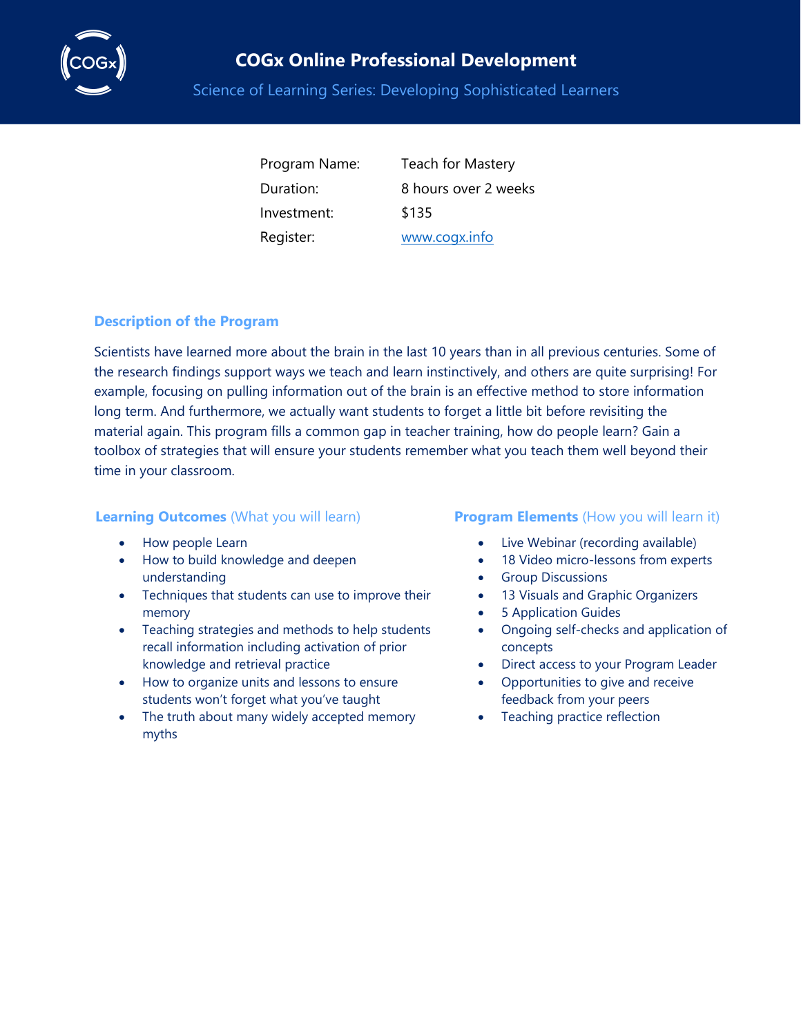# COGx Online Professional Development

## Science of Learning Series: Developing Sophisticated Learners

| | |
|---|---|
| Program Name: | Teach for Mastery |
| Duration: | 8 hours over 2 weeks |
| Investment: | $135 |
| Register: | [www.cogx.info](http://www.cogx.info) |

### Description of the Program

Scientists have learned more about the brain in the last 10 years than in all previous centuries. Some of the research findings support ways we teach and learn instinctively, and others are quite surprising! For example, focusing on pulling information out of the brain is an effective method to store information long term. And furthermore, we actually want students to forget a little bit before revisiting the material again. This program fills a common gap in teacher training, how do people learn? Gain a toolbox of strategies that will ensure your students remember what you teach them well beyond their time in your classroom.

### Learning Outcomes (What you will learn)

- How people Learn
- How to build knowledge and deepen understanding
- Techniques that students can use to improve their memory
- Teaching strategies and methods to help students recall information including activation of prior knowledge and retrieval practice
- How to organize units and lessons to ensure students won't forget what you've taught
- The truth about many widely accepted memory myths

### Program Elements (How you will learn it)

- Live Webinar (recording available)
- 18 Video micro-lessons from experts
- Group Discussions
- 13 Visuals and Graphic Organizers
- 5 Application Guides
- Ongoing self-checks and application of concepts
- Direct access to your Program Leader
- Opportunities to give and receive feedback from your peers
- Teaching practice reflection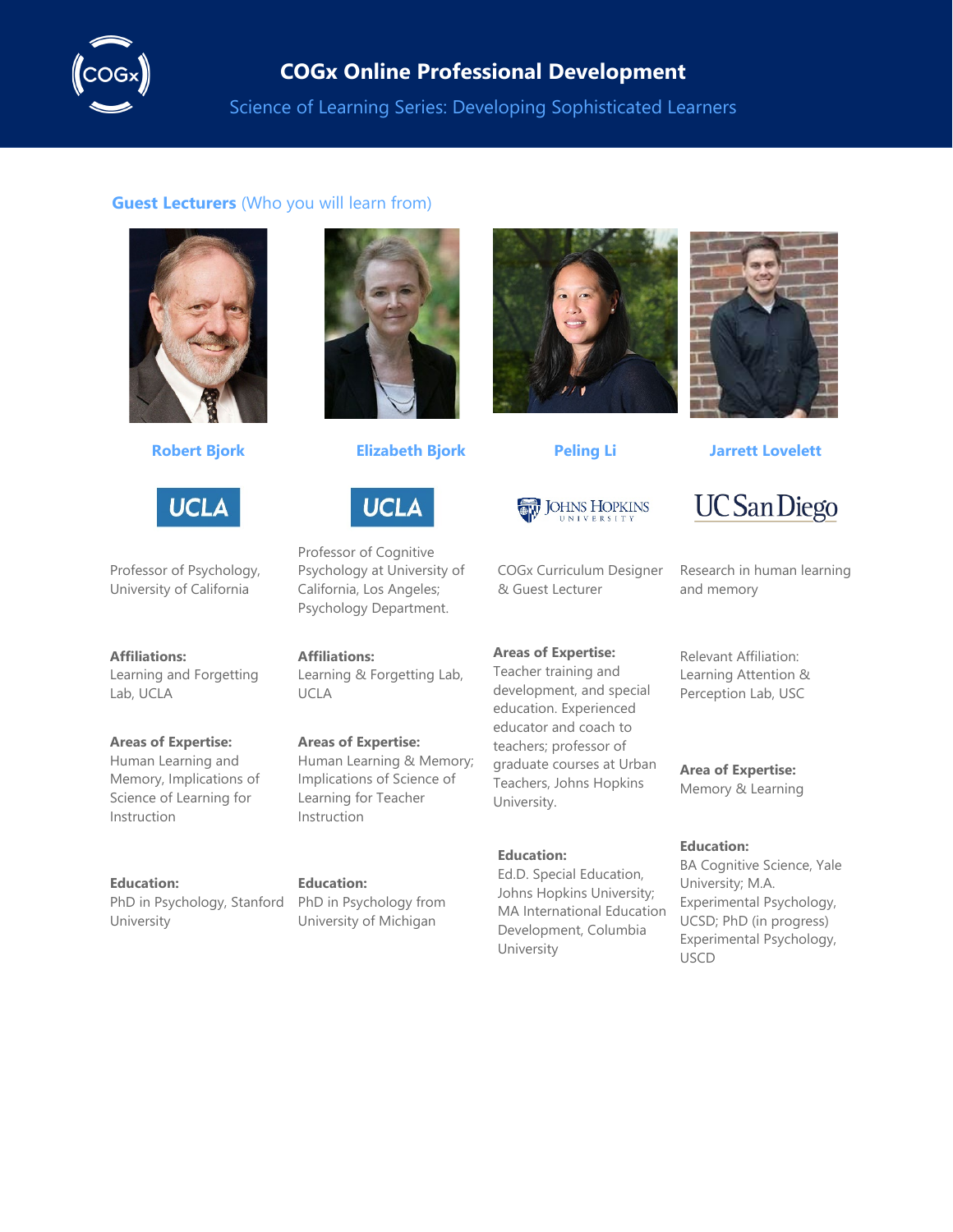# COGx Online Professional Development

Science of Learning Series: Developing Sophisticated Learners

## Guest Lecturers (Who you will learn from)

### Robert Bjork

UCLA

Professor of Psychology, University of California

**Affiliations:**
Learning and Forgetting Lab, UCLA

**Areas of Expertise:**
Human Learning and Memory, Implications of Science of Learning for Instruction

**Education:**
PhD in Psychology, Stanford University

### Elizabeth Bjork

UCLA

Professor of Cognitive Psychology at University of California, Los Angeles; Psychology Department.

**Affiliations:**
Learning & Forgetting Lab, UCLA

**Areas of Expertise:**
Human Learning & Memory; Implications of Science of Learning for Teacher Instruction

**Education:**
PhD in Psychology from University of Michigan

### Peling Li

Johns Hopkins University

COGx Curriculum Designer & Guest Lecturer

**Areas of Expertise:**
Teacher training and development, and special education. Experienced educator and coach to teachers; professor of graduate courses at Urban Teachers, Johns Hopkins University.

**Education:**
Ed.D. Special Education, Johns Hopkins University; MA International Education Development, Columbia University

### Jarrett Lovelett

UC San Diego

Research in human learning and memory

Relevant Affiliation: Learning Attention & Perception Lab, USC

**Area of Expertise:**
Memory & Learning

**Education:**
BA Cognitive Science, Yale University; M.A. Experimental Psychology, UCSD; PhD (in progress) Experimental Psychology, USCD